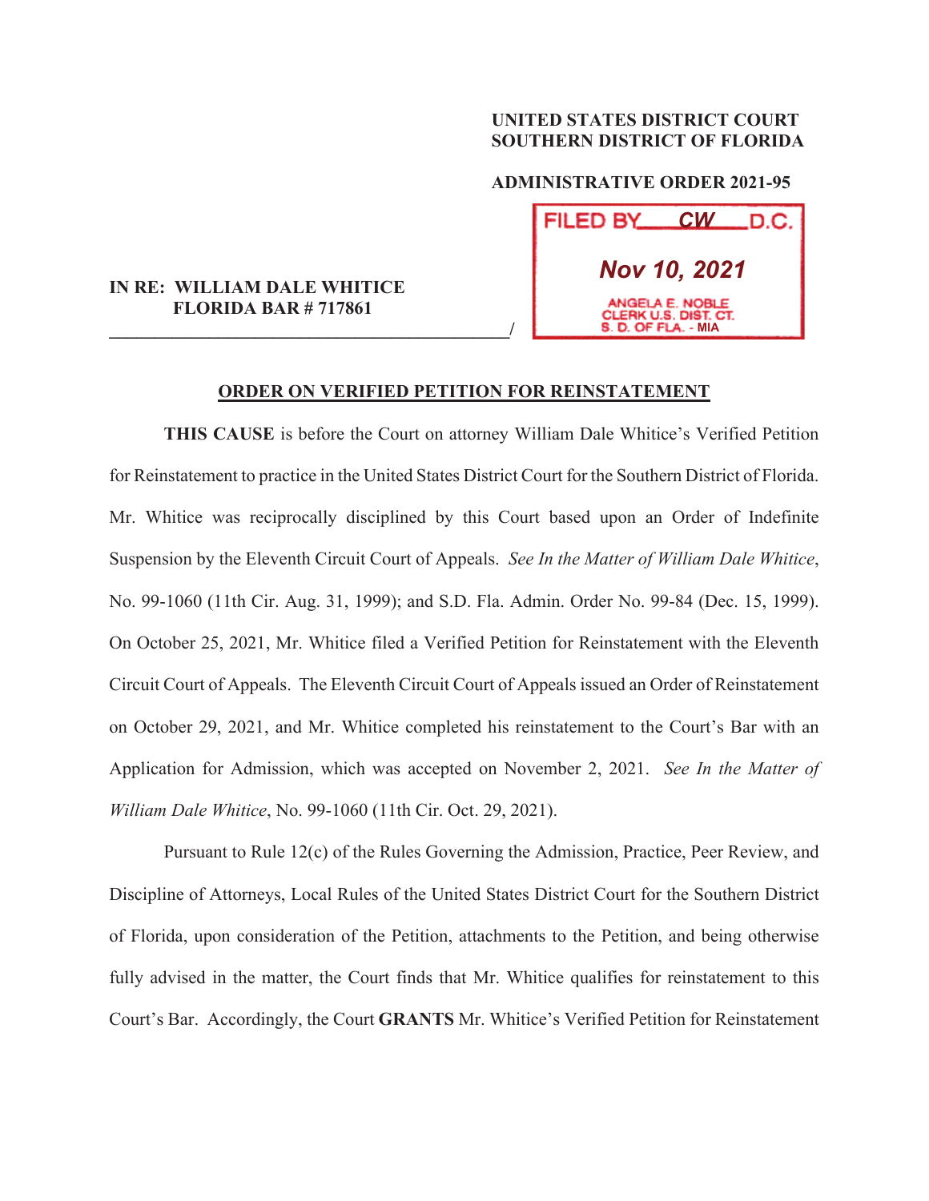**UNITED STATES DISTRICT COURT**
**SOUTHERN DISTRICT OF FLORIDA**

**ADMINISTRATIVE ORDER 2021-95**

FILED BY CW D.C.

Nov 10, 2021

ANGELA E. NOBLE
CLERK U.S. DIST. CT.
S. D. OF FLA. - MIA

**IN RE: WILLIAM DALE WHITICE**
**FLORIDA BAR # 717861**

_____________________________________________/

**ORDER ON VERIFIED PETITION FOR REINSTATEMENT**

**THIS CAUSE** is before the Court on attorney William Dale Whitice's Verified Petition for Reinstatement to practice in the United States District Court for the Southern District of Florida. Mr. Whitice was reciprocally disciplined by this Court based upon an Order of Indefinite Suspension by the Eleventh Circuit Court of Appeals. *See In the Matter of William Dale Whitice*, No. 99-1060 (11th Cir. Aug. 31, 1999); and S.D. Fla. Admin. Order No. 99-84 (Dec. 15, 1999). On October 25, 2021, Mr. Whitice filed a Verified Petition for Reinstatement with the Eleventh Circuit Court of Appeals. The Eleventh Circuit Court of Appeals issued an Order of Reinstatement on October 29, 2021, and Mr. Whitice completed his reinstatement to the Court's Bar with an Application for Admission, which was accepted on November 2, 2021. *See In the Matter of William Dale Whitice*, No. 99-1060 (11th Cir. Oct. 29, 2021).

Pursuant to Rule 12(c) of the Rules Governing the Admission, Practice, Peer Review, and Discipline of Attorneys, Local Rules of the United States District Court for the Southern District of Florida, upon consideration of the Petition, attachments to the Petition, and being otherwise fully advised in the matter, the Court finds that Mr. Whitice qualifies for reinstatement to this Court's Bar. Accordingly, the Court **GRANTS** Mr. Whitice's Verified Petition for Reinstatement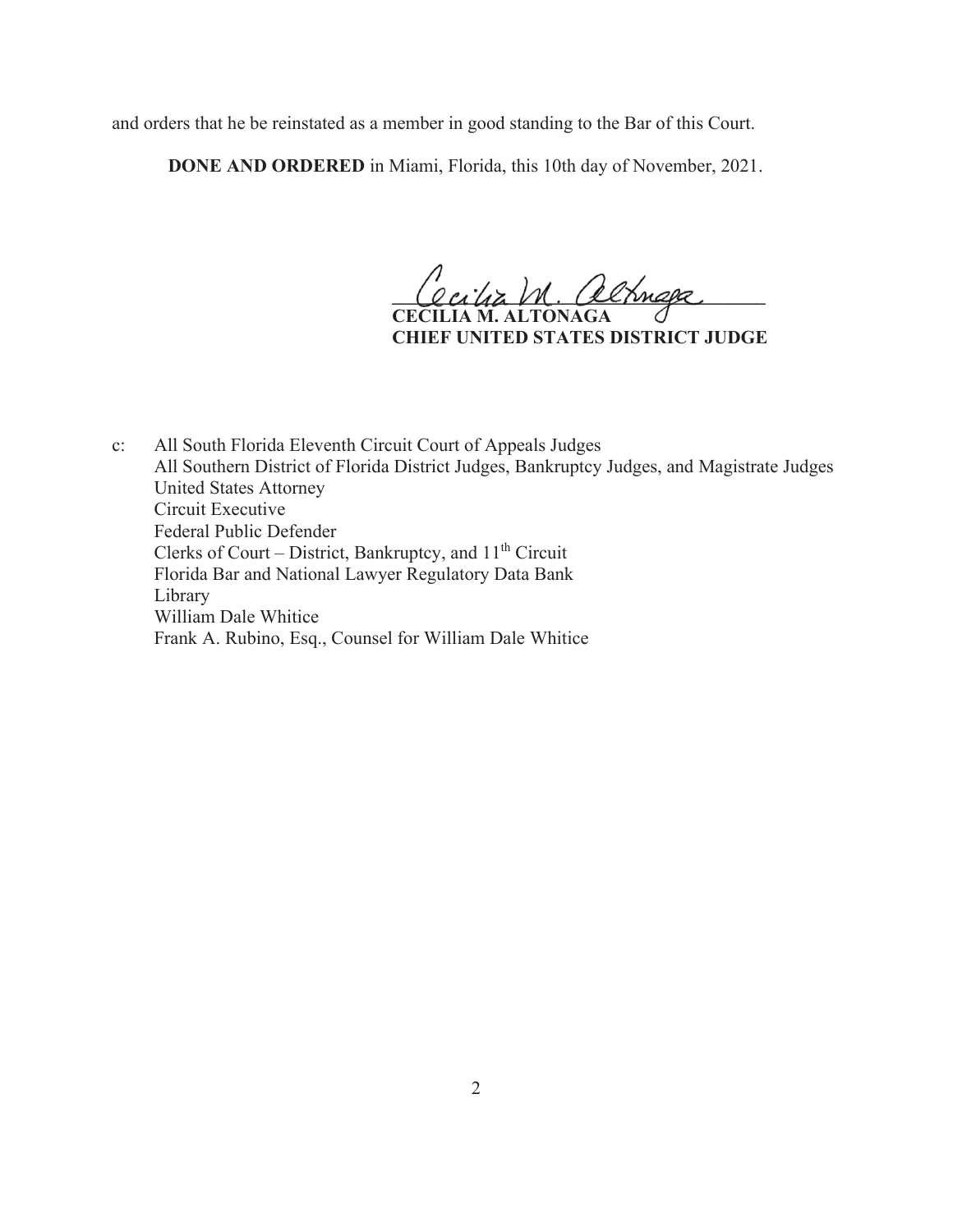and orders that he be reinstated as a member in good standing to the Bar of this Court.

**DONE AND ORDERED** in Miami, Florida, this 10th day of November, 2021.

**CECILIA M. ALTONAGA**
**CHIEF UNITED STATES DISTRICT JUDGE**

c: All South Florida Eleventh Circuit Court of Appeals Judges
All Southern District of Florida District Judges, Bankruptcy Judges, and Magistrate Judges
United States Attorney
Circuit Executive
Federal Public Defender
Clerks of Court – District, Bankruptcy, and 11th Circuit
Florida Bar and National Lawyer Regulatory Data Bank
Library
William Dale Whitice
Frank A. Rubino, Esq., Counsel for William Dale Whitice